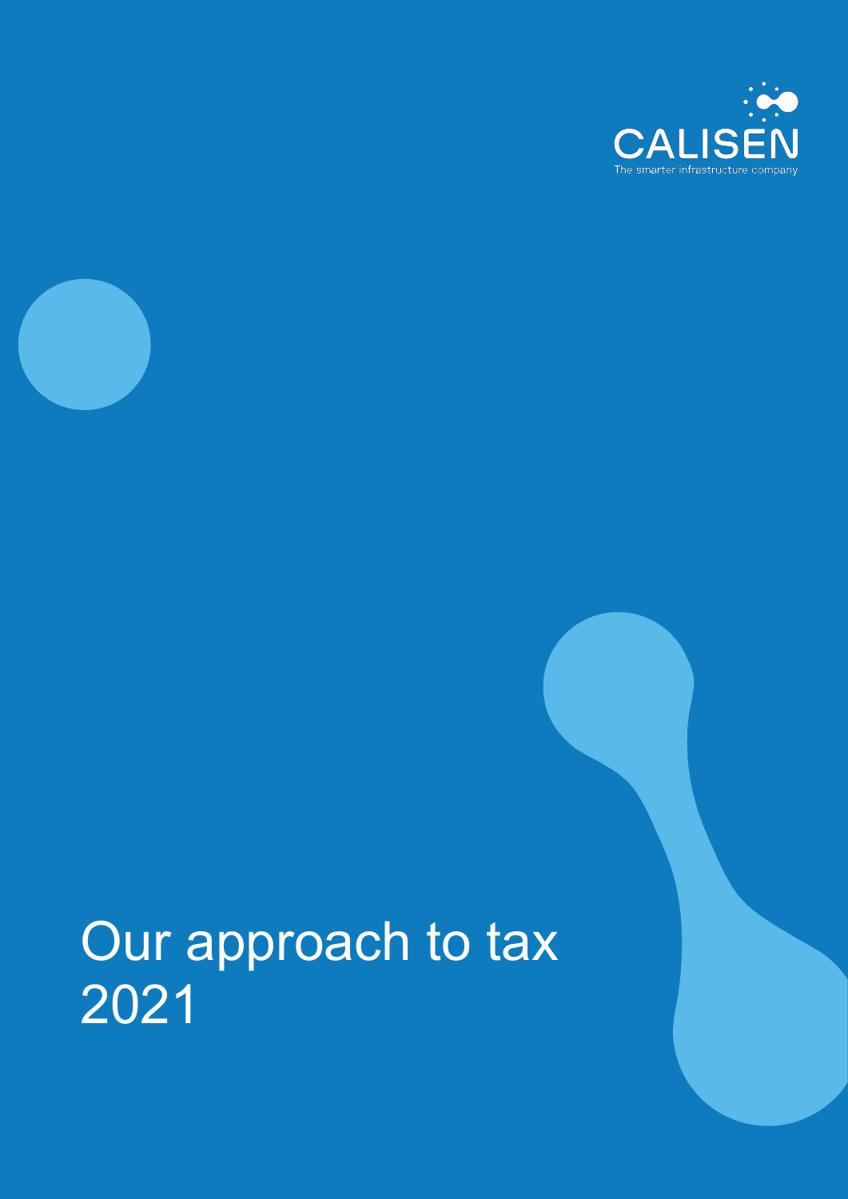CALISEN

The smarter infrastructure company

# Our approach to tax 2021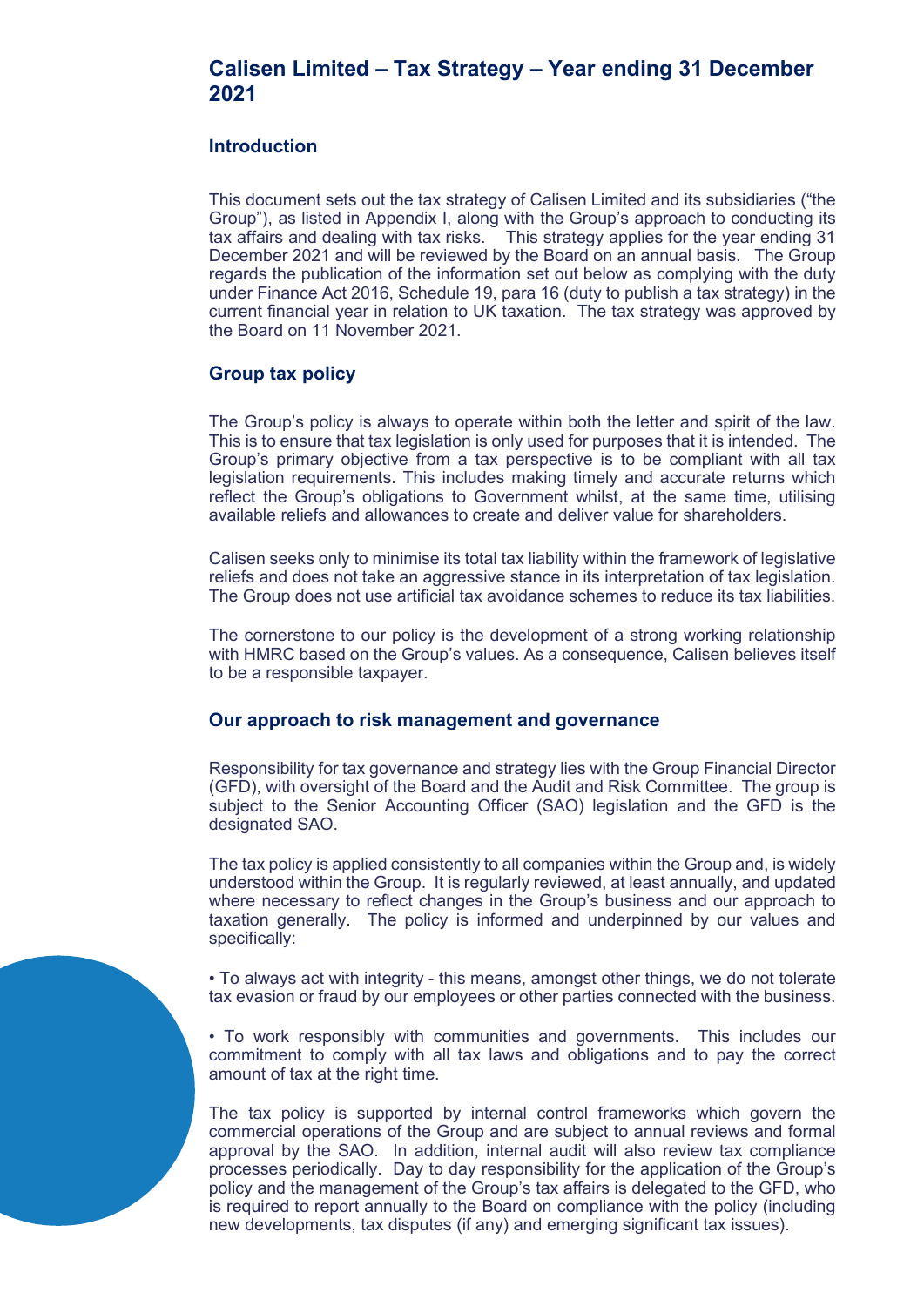# Calisen Limited – Tax Strategy – Year ending 31 December 2021

## Introduction

This document sets out the tax strategy of Calisen Limited and its subsidiaries ("the Group"), as listed in Appendix I, along with the Group's approach to conducting its tax affairs and dealing with tax risks. This strategy applies for the year ending 31 December 2021 and will be reviewed by the Board on an annual basis. The Group regards the publication of the information set out below as complying with the duty under Finance Act 2016, Schedule 19, para 16 (duty to publish a tax strategy) in the current financial year in relation to UK taxation. The tax strategy was approved by the Board on 11 November 2021.

## Group tax policy

The Group's policy is always to operate within both the letter and spirit of the law. This is to ensure that tax legislation is only used for purposes that it is intended. The Group's primary objective from a tax perspective is to be compliant with all tax legislation requirements. This includes making timely and accurate returns which reflect the Group's obligations to Government whilst, at the same time, utilising available reliefs and allowances to create and deliver value for shareholders.

Calisen seeks only to minimise its total tax liability within the framework of legislative reliefs and does not take an aggressive stance in its interpretation of tax legislation. The Group does not use artificial tax avoidance schemes to reduce its tax liabilities.

The cornerstone to our policy is the development of a strong working relationship with HMRC based on the Group's values. As a consequence, Calisen believes itself to be a responsible taxpayer.

## Our approach to risk management and governance

Responsibility for tax governance and strategy lies with the Group Financial Director (GFD), with oversight of the Board and the Audit and Risk Committee. The group is subject to the Senior Accounting Officer (SAO) legislation and the GFD is the designated SAO.

The tax policy is applied consistently to all companies within the Group and, is widely understood within the Group. It is regularly reviewed, at least annually, and updated where necessary to reflect changes in the Group's business and our approach to taxation generally. The policy is informed and underpinned by our values and specifically:

- To always act with integrity - this means, amongst other things, we do not tolerate tax evasion or fraud by our employees or other parties connected with the business.

- To work responsibly with communities and governments. This includes our commitment to comply with all tax laws and obligations and to pay the correct amount of tax at the right time.

The tax policy is supported by internal control frameworks which govern the commercial operations of the Group and are subject to annual reviews and formal approval by the SAO. In addition, internal audit will also review tax compliance processes periodically. Day to day responsibility for the application of the Group's policy and the management of the Group's tax affairs is delegated to the GFD, who is required to report annually to the Board on compliance with the policy (including new developments, tax disputes (if any) and emerging significant tax issues).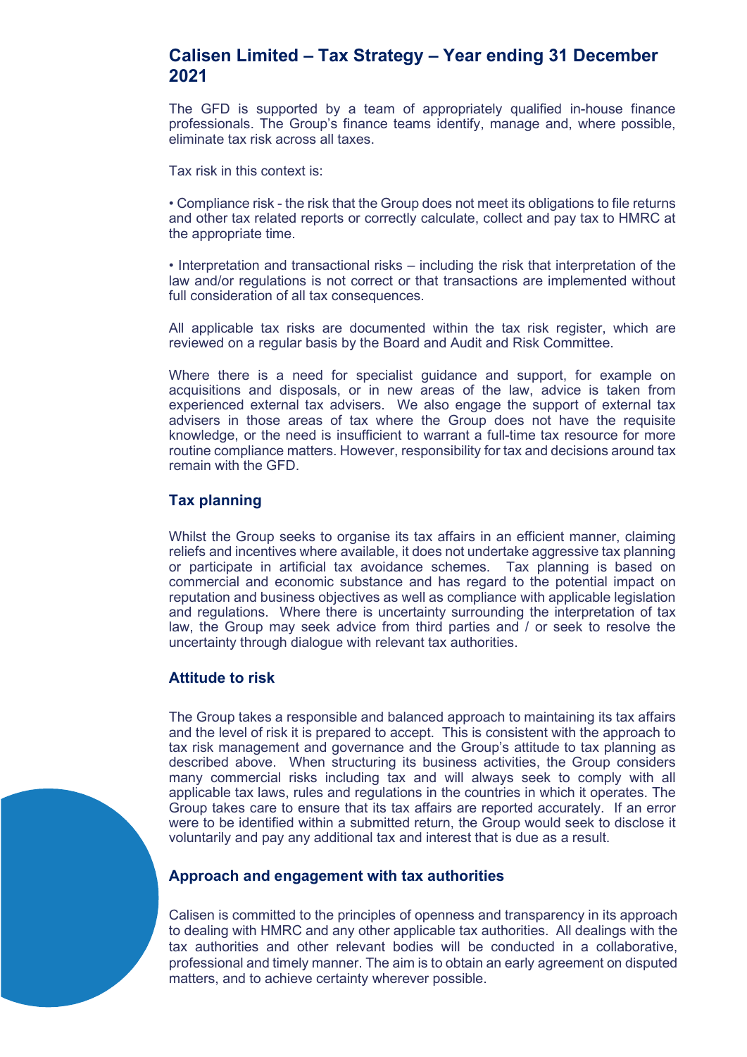# Calisen Limited – Tax Strategy – Year ending 31 December 2021

The GFD is supported by a team of appropriately qualified in-house finance professionals. The Group's finance teams identify, manage and, where possible, eliminate tax risk across all taxes.

Tax risk in this context is:

• Compliance risk - the risk that the Group does not meet its obligations to file returns and other tax related reports or correctly calculate, collect and pay tax to HMRC at the appropriate time.

• Interpretation and transactional risks – including the risk that interpretation of the law and/or regulations is not correct or that transactions are implemented without full consideration of all tax consequences.

All applicable tax risks are documented within the tax risk register, which are reviewed on a regular basis by the Board and Audit and Risk Committee.

Where there is a need for specialist guidance and support, for example on acquisitions and disposals, or in new areas of the law, advice is taken from experienced external tax advisers. We also engage the support of external tax advisers in those areas of tax where the Group does not have the requisite knowledge, or the need is insufficient to warrant a full-time tax resource for more routine compliance matters. However, responsibility for tax and decisions around tax remain with the GFD.

## Tax planning

Whilst the Group seeks to organise its tax affairs in an efficient manner, claiming reliefs and incentives where available, it does not undertake aggressive tax planning or participate in artificial tax avoidance schemes. Tax planning is based on commercial and economic substance and has regard to the potential impact on reputation and business objectives as well as compliance with applicable legislation and regulations. Where there is uncertainty surrounding the interpretation of tax law, the Group may seek advice from third parties and / or seek to resolve the uncertainty through dialogue with relevant tax authorities.

## Attitude to risk

The Group takes a responsible and balanced approach to maintaining its tax affairs and the level of risk it is prepared to accept. This is consistent with the approach to tax risk management and governance and the Group's attitude to tax planning as described above. When structuring its business activities, the Group considers many commercial risks including tax and will always seek to comply with all applicable tax laws, rules and regulations in the countries in which it operates. The Group takes care to ensure that its tax affairs are reported accurately. If an error were to be identified within a submitted return, the Group would seek to disclose it voluntarily and pay any additional tax and interest that is due as a result.

## Approach and engagement with tax authorities

Calisen is committed to the principles of openness and transparency in its approach to dealing with HMRC and any other applicable tax authorities. All dealings with the tax authorities and other relevant bodies will be conducted in a collaborative, professional and timely manner. The aim is to obtain an early agreement on disputed matters, and to achieve certainty wherever possible.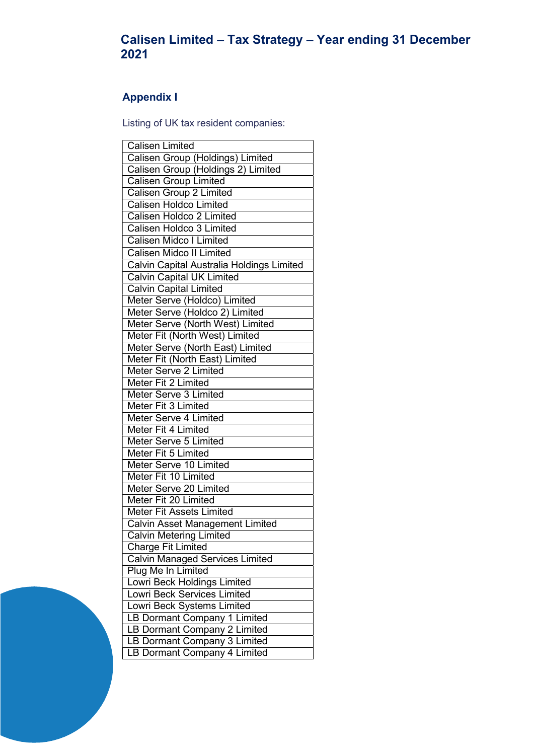# Calisen Limited – Tax Strategy – Year ending 31 December 2021

## Appendix I

Listing of UK tax resident companies:

| |
|---|
| Calisen Limited |
| Calisen Group (Holdings) Limited |
| Calisen Group (Holdings 2) Limited |
| Calisen Group Limited |
| Calisen Group 2 Limited |
| Calisen Holdco Limited |
| Calisen Holdco 2 Limited |
| Calisen Holdco 3 Limited |
| Calisen Midco I Limited |
| Calisen Midco II Limited |
| Calvin Capital Australia Holdings Limited |
| Calvin Capital UK Limited |
| Calvin Capital Limited |
| Meter Serve (Holdco) Limited |
| Meter Serve (Holdco 2) Limited |
| Meter Serve (North West) Limited |
| Meter Fit (North West) Limited |
| Meter Serve (North East) Limited |
| Meter Fit (North East) Limited |
| Meter Serve 2 Limited |
| Meter Fit 2 Limited |
| Meter Serve 3 Limited |
| Meter Fit 3 Limited |
| Meter Serve 4 Limited |
| Meter Fit 4 Limited |
| Meter Serve 5 Limited |
| Meter Fit 5 Limited |
| Meter Serve 10 Limited |
| Meter Fit 10 Limited |
| Meter Serve 20 Limited |
| Meter Fit 20 Limited |
| Meter Fit Assets Limited |
| Calvin Asset Management Limited |
| Calvin Metering Limited |
| Charge Fit Limited |
| Calvin Managed Services Limited |
| Plug Me In Limited |
| Lowri Beck Holdings Limited |
| Lowri Beck Services Limited |
| Lowri Beck Systems Limited |
| LB Dormant Company 1 Limited |
| LB Dormant Company 2 Limited |
| LB Dormant Company 3 Limited |
| LB Dormant Company 4 Limited |